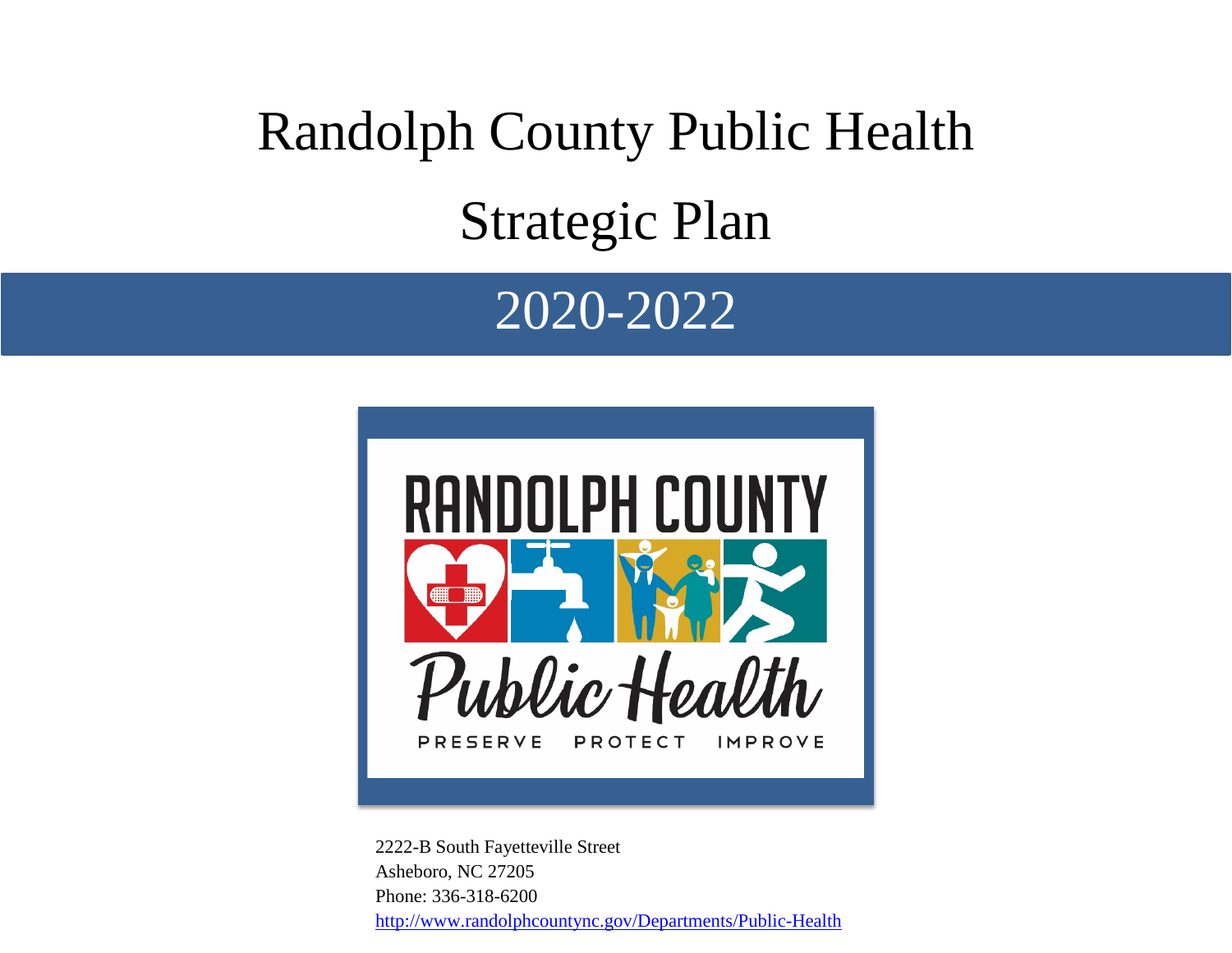# Randolph County Public Health

# Strategic Plan

## 2020-2022

RANDOLPH COUNTY

Public Health

PRESERVE PROTECT IMPROVE

2222-B South Fayetteville Street
Asheboro, NC 27205
Phone: 336-318-6200
http://www.randolphcountync.gov/Departments/Public-Health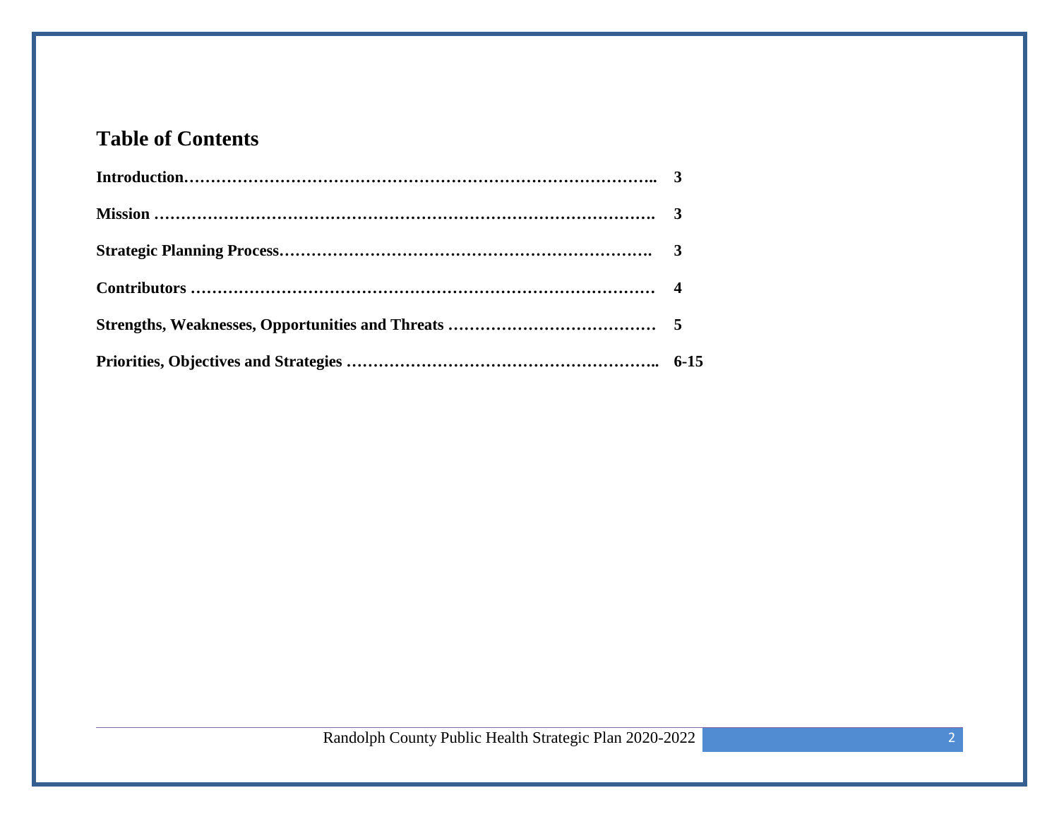## Table of Contents

| | |
|---|---|
| **Introduction** | **3** |
| **Mission** | **3** |
| **Strategic Planning Process** | **3** |
| **Contributors** | **4** |
| **Strengths, Weaknesses, Opportunities and Threats** | **5** |
| **Priorities, Objectives and Strategies** | **6-15** |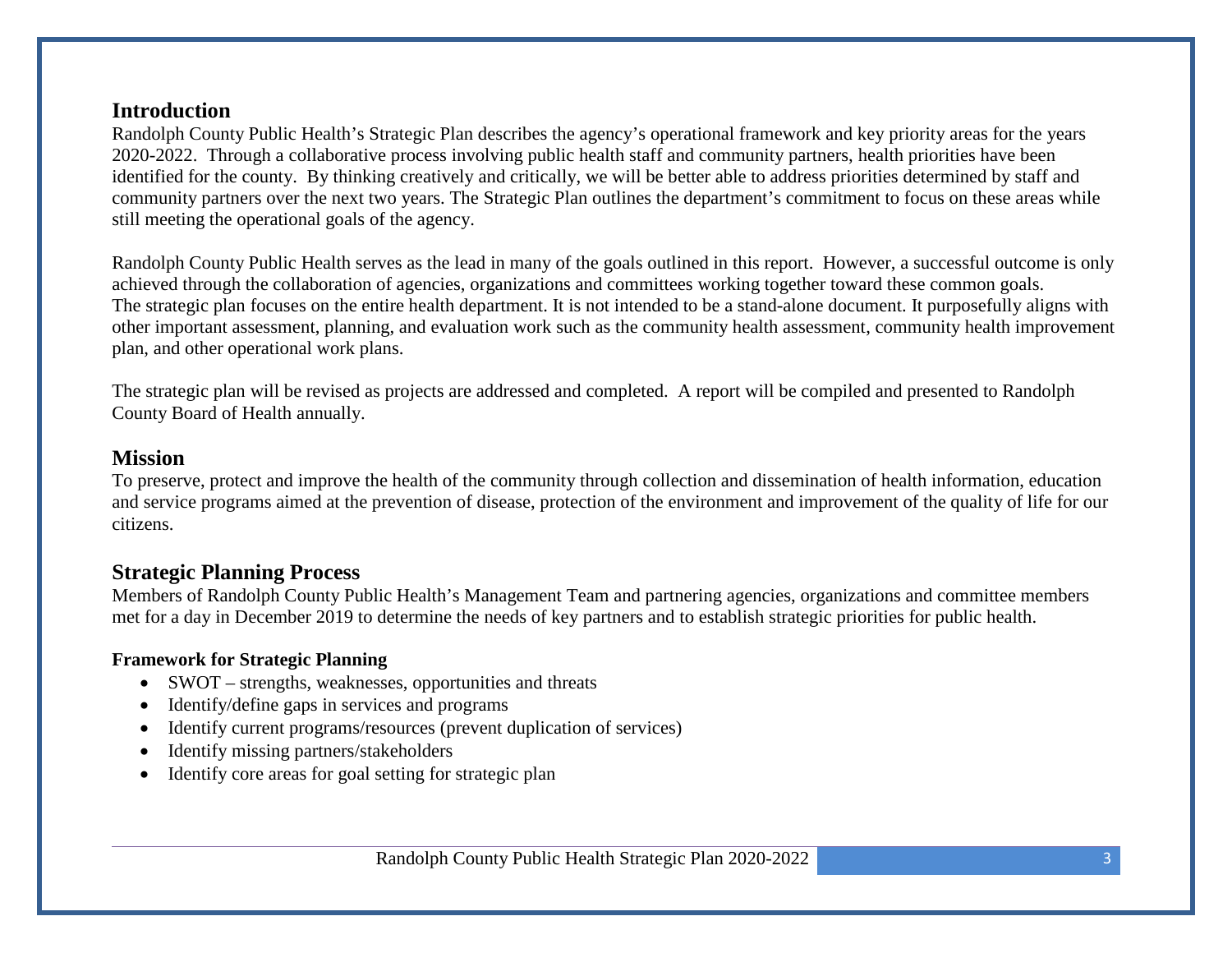## Introduction

Randolph County Public Health's Strategic Plan describes the agency's operational framework and key priority areas for the years 2020-2022. Through a collaborative process involving public health staff and community partners, health priorities have been identified for the county. By thinking creatively and critically, we will be better able to address priorities determined by staff and community partners over the next two years. The Strategic Plan outlines the department's commitment to focus on these areas while still meeting the operational goals of the agency.

Randolph County Public Health serves as the lead in many of the goals outlined in this report. However, a successful outcome is only achieved through the collaboration of agencies, organizations and committees working together toward these common goals. The strategic plan focuses on the entire health department. It is not intended to be a stand-alone document. It purposefully aligns with other important assessment, planning, and evaluation work such as the community health assessment, community health improvement plan, and other operational work plans.

The strategic plan will be revised as projects are addressed and completed. A report will be compiled and presented to Randolph County Board of Health annually.

## Mission

To preserve, protect and improve the health of the community through collection and dissemination of health information, education and service programs aimed at the prevention of disease, protection of the environment and improvement of the quality of life for our citizens.

## Strategic Planning Process

Members of Randolph County Public Health's Management Team and partnering agencies, organizations and committee members met for a day in December 2019 to determine the needs of key partners and to establish strategic priorities for public health.

**Framework for Strategic Planning**

- SWOT – strengths, weaknesses, opportunities and threats
- Identify/define gaps in services and programs
- Identify current programs/resources (prevent duplication of services)
- Identify missing partners/stakeholders
- Identify core areas for goal setting for strategic plan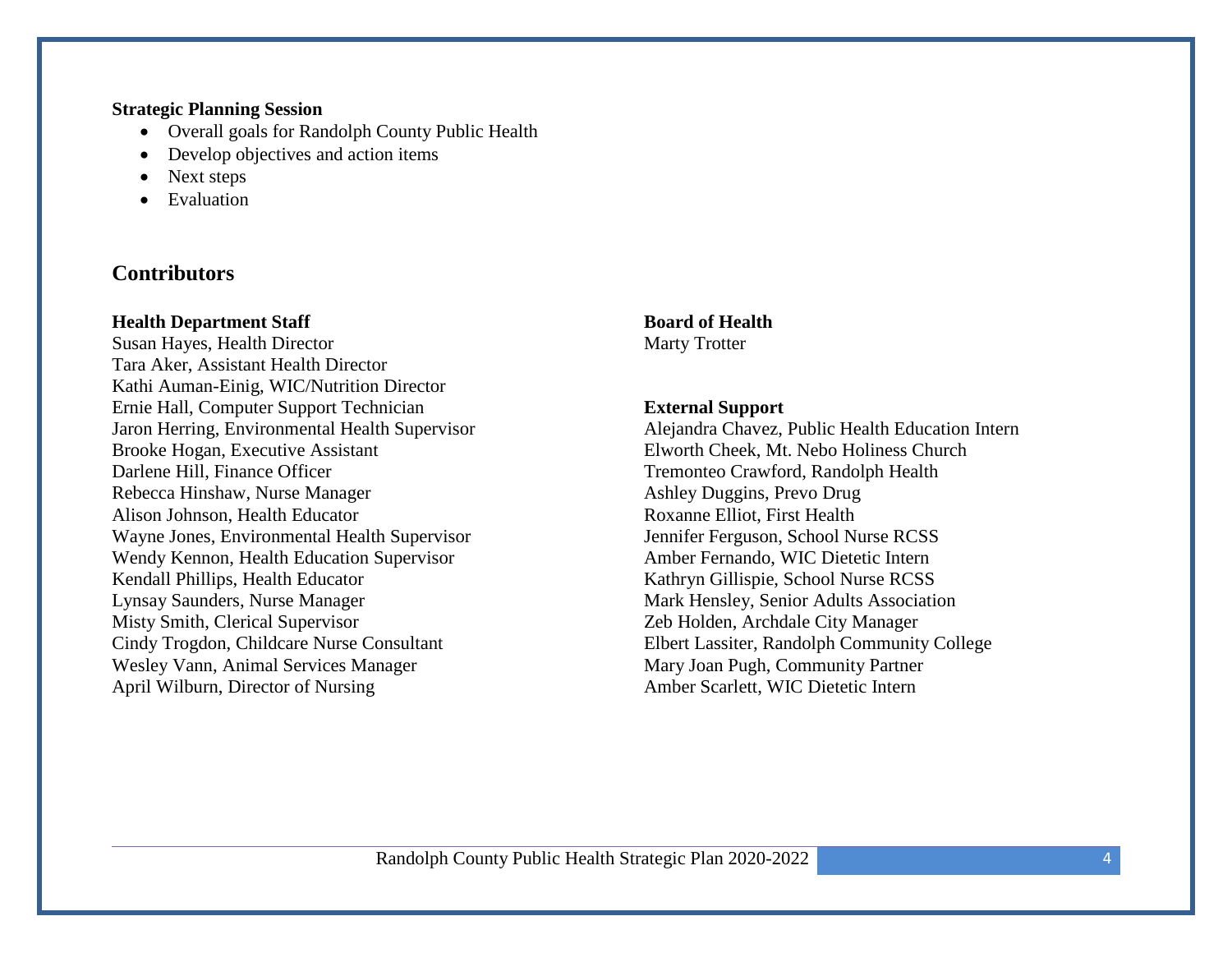**Strategic Planning Session**

- Overall goals for Randolph County Public Health
- Develop objectives and action items
- Next steps
- Evaluation

## Contributors

**Health Department Staff**
Susan Hayes, Health Director
Tara Aker, Assistant Health Director
Kathi Auman-Einig, WIC/Nutrition Director
Ernie Hall, Computer Support Technician
Jaron Herring, Environmental Health Supervisor
Brooke Hogan, Executive Assistant
Darlene Hill, Finance Officer
Rebecca Hinshaw, Nurse Manager
Alison Johnson, Health Educator
Wayne Jones, Environmental Health Supervisor
Wendy Kennon, Health Education Supervisor
Kendall Phillips, Health Educator
Lynsay Saunders, Nurse Manager
Misty Smith, Clerical Supervisor
Cindy Trogdon, Childcare Nurse Consultant
Wesley Vann, Animal Services Manager
April Wilburn, Director of Nursing

**Board of Health**
Marty Trotter

**External Support**
Alejandra Chavez, Public Health Education Intern
Elworth Cheek, Mt. Nebo Holiness Church
Tremonteo Crawford, Randolph Health
Ashley Duggins, Prevo Drug
Roxanne Elliot, First Health
Jennifer Ferguson, School Nurse RCSS
Amber Fernando, WIC Dietetic Intern
Kathryn Gillispie, School Nurse RCSS
Mark Hensley, Senior Adults Association
Zeb Holden, Archdale City Manager
Elbert Lassiter, Randolph Community College
Mary Joan Pugh, Community Partner
Amber Scarlett, WIC Dietetic Intern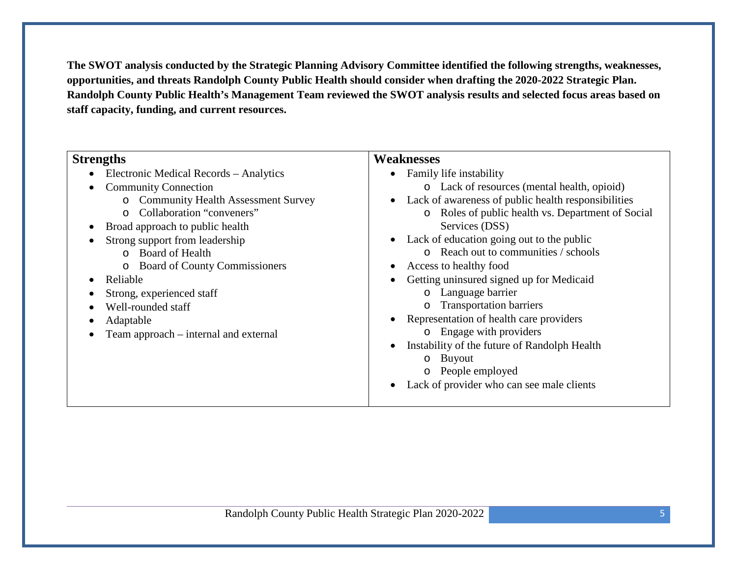**The SWOT analysis conducted by the Strategic Planning Advisory Committee identified the following strengths, weaknesses, opportunities, and threats Randolph County Public Health should consider when drafting the 2020-2022 Strategic Plan. Randolph County Public Health's Management Team reviewed the SWOT analysis results and selected focus areas based on staff capacity, funding, and current resources.**

## Strengths

- Electronic Medical Records – Analytics
- Community Connection
  - Community Health Assessment Survey
  - Collaboration "conveners"
- Broad approach to public health
- Strong support from leadership
  - Board of Health
  - Board of County Commissioners
- Reliable
- Strong, experienced staff
- Well-rounded staff
- Adaptable
- Team approach – internal and external

## Weaknesses

- Family life instability
  - Lack of resources (mental health, opioid)
- Lack of awareness of public health responsibilities
  - Roles of public health vs. Department of Social Services (DSS)
- Lack of education going out to the public
  - Reach out to communities / schools
- Access to healthy food
- Getting uninsured signed up for Medicaid
  - Language barrier
  - Transportation barriers
- Representation of health care providers
  - Engage with providers
- Instability of the future of Randolph Health
  - Buyout
  - People employed
- Lack of provider who can see male clients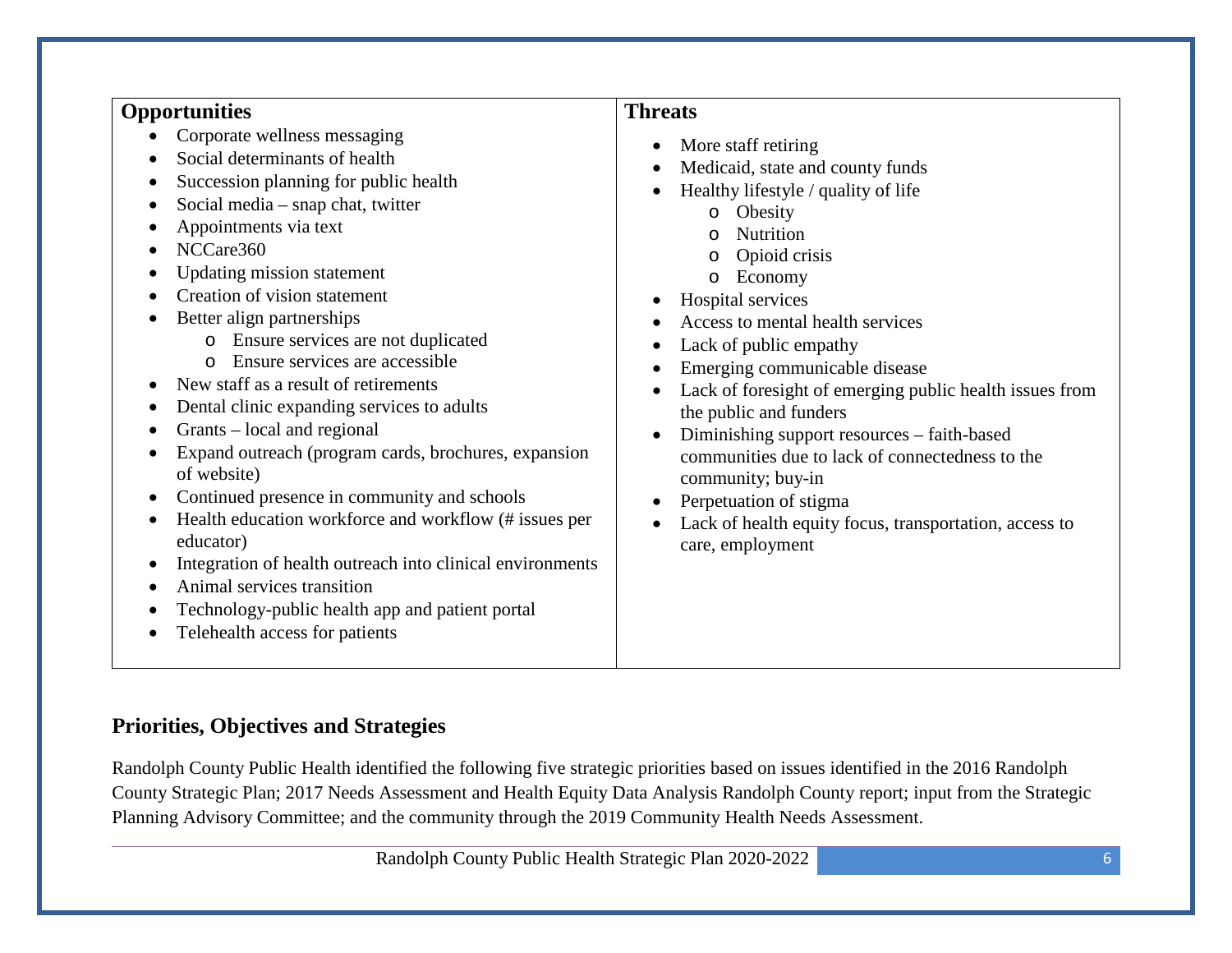| **Opportunities** | **Threats** |
|---|---|
| <ul><li>Corporate wellness messaging</li><li>Social determinants of health</li><li>Succession planning for public health</li><li>Social media – snap chat, twitter</li><li>Appointments via text</li><li>NCCare360</li><li>Updating mission statement</li><li>Creation of vision statement</li><li>Better align partnerships<ul><li>Ensure services are not duplicated</li><li>Ensure services are accessible</li></ul></li><li>New staff as a result of retirements</li><li>Dental clinic expanding services to adults</li><li>Grants – local and regional</li><li>Expand outreach (program cards, brochures, expansion of website)</li><li>Continued presence in community and schools</li><li>Health education workforce and workflow (# issues per educator)</li><li>Integration of health outreach into clinical environments</li><li>Animal services transition</li><li>Technology-public health app and patient portal</li><li>Telehealth access for patients</li></ul> | <ul><li>More staff retiring</li><li>Medicaid, state and county funds</li><li>Healthy lifestyle / quality of life<ul><li>Obesity</li><li>Nutrition</li><li>Opioid crisis</li><li>Economy</li></ul></li><li>Hospital services</li><li>Access to mental health services</li><li>Lack of public empathy</li><li>Emerging communicable disease</li><li>Lack of foresight of emerging public health issues from the public and funders</li><li>Diminishing support resources – faith-based communities due to lack of connectedness to the community; buy-in</li><li>Perpetuation of stigma</li><li>Lack of health equity focus, transportation, access to care, employment</li></ul> |

## Priorities, Objectives and Strategies

Randolph County Public Health identified the following five strategic priorities based on issues identified in the 2016 Randolph County Strategic Plan; 2017 Needs Assessment and Health Equity Data Analysis Randolph County report; input from the Strategic Planning Advisory Committee; and the community through the 2019 Community Health Needs Assessment.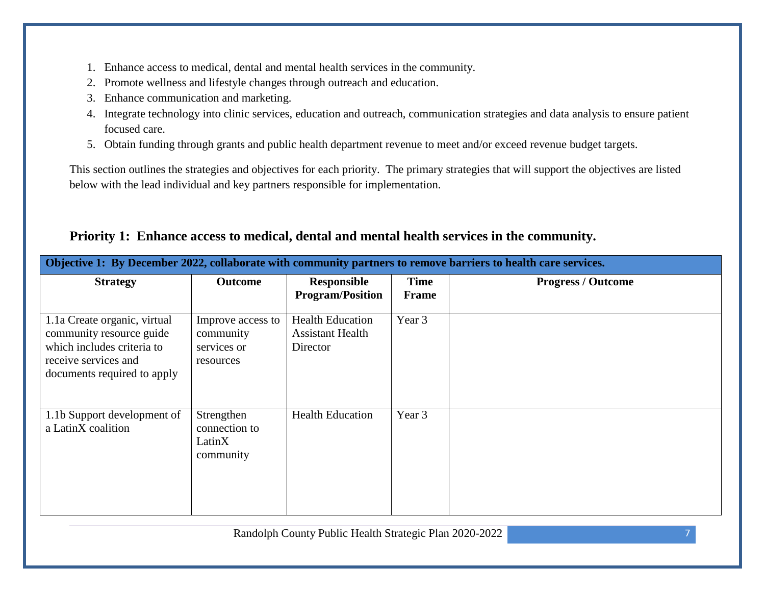1. Enhance access to medical, dental and mental health services in the community.
2. Promote wellness and lifestyle changes through outreach and education.
3. Enhance communication and marketing.
4. Integrate technology into clinic services, education and outreach, communication strategies and data analysis to ensure patient focused care.
5. Obtain funding through grants and public health department revenue to meet and/or exceed revenue budget targets.

This section outlines the strategies and objectives for each priority. The primary strategies that will support the objectives are listed below with the lead individual and key partners responsible for implementation.

## Priority 1: Enhance access to medical, dental and mental health services in the community.

| **Objective 1: By December 2022, collaborate with community partners to remove barriers to health care services.** | | | | |
|---|---|---|---|---|
| **Strategy** | **Outcome** | **Responsible Program/Position** | **Time Frame** | **Progress / Outcome** |
| 1.1a Create organic, virtual community resource guide which includes criteria to receive services and documents required to apply | Improve access to community services or resources | Health Education Assistant Health Director | Year 3 | |
| 1.1b Support development of a LatinX coalition | Strengthen connection to LatinX community | Health Education | Year 3 | |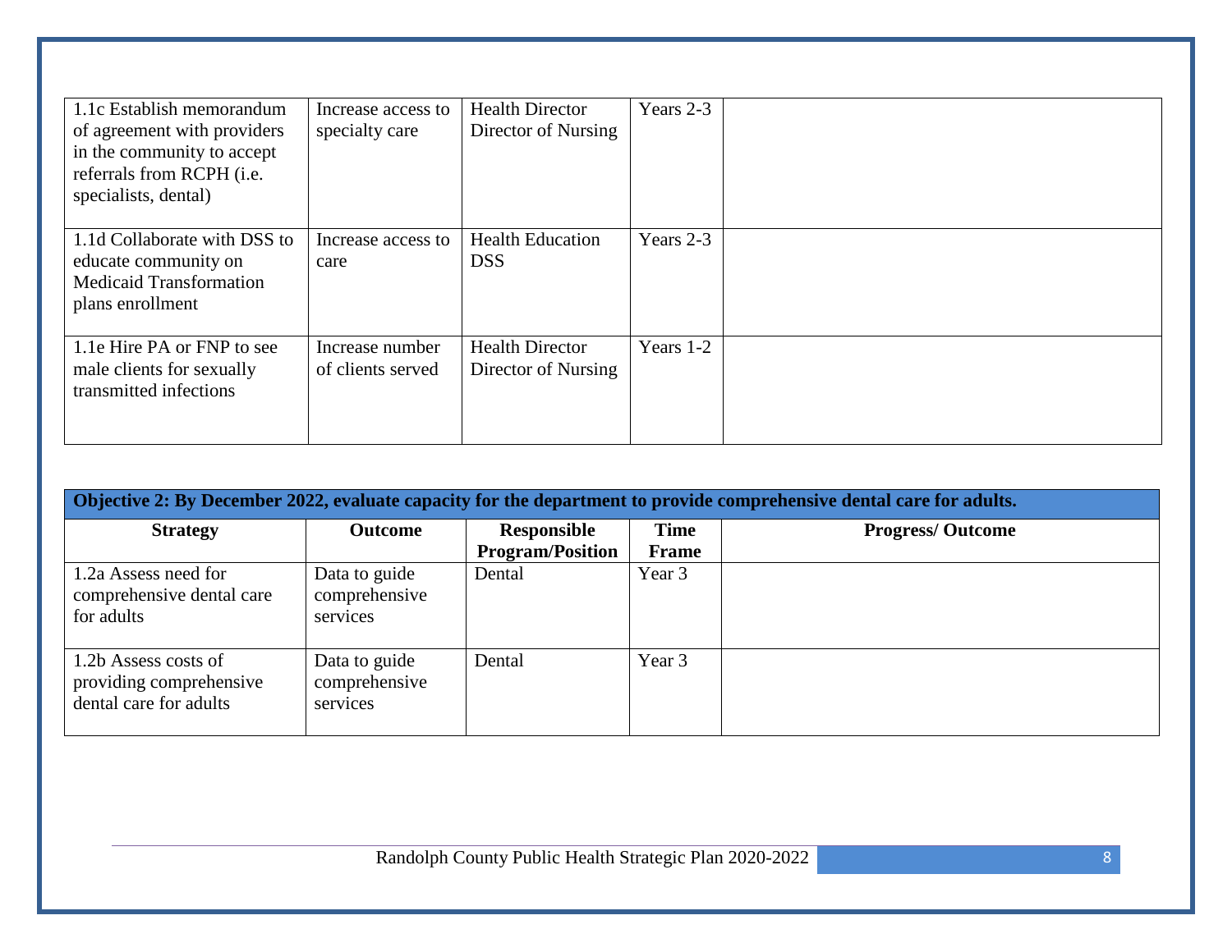| | | | | |
|---|---|---|---|---|
| 1.1c Establish memorandum of agreement with providers in the community to accept referrals from RCPH (i.e. specialists, dental) | Increase access to specialty care | Health Director Director of Nursing | Years 2-3 | |
| 1.1d Collaborate with DSS to educate community on Medicaid Transformation plans enrollment | Increase access to care | Health Education DSS | Years 2-3 | |
| 1.1e Hire PA or FNP to see male clients for sexually transmitted infections | Increase number of clients served | Health Director Director of Nursing | Years 1-2 | |

| **Objective 2: By December 2022, evaluate capacity for the department to provide comprehensive dental care for adults.** | | | | |
|---|---|---|---|---|
| **Strategy** | **Outcome** | **Responsible Program/Position** | **Time Frame** | **Progress/ Outcome** |
| 1.2a Assess need for comprehensive dental care for adults | Data to guide comprehensive services | Dental | Year 3 | |
| 1.2b Assess costs of providing comprehensive dental care for adults | Data to guide comprehensive services | Dental | Year 3 | |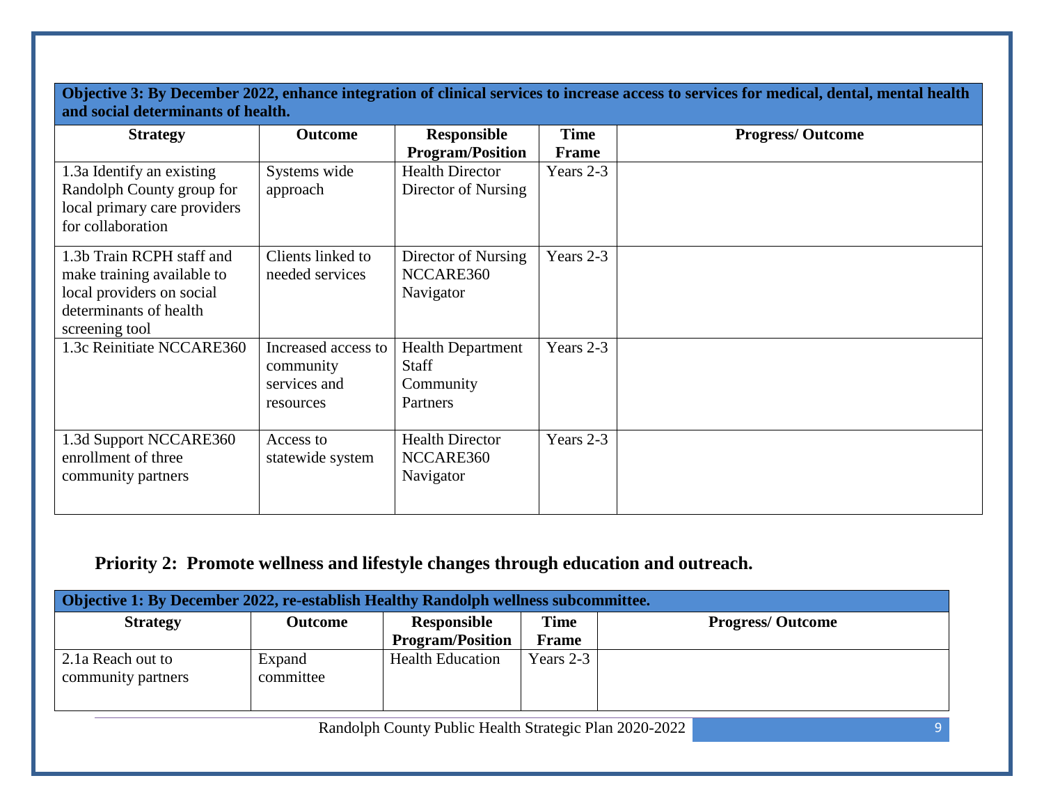| Objective 3: By December 2022, enhance integration of clinical services to increase access to services for medical, dental, mental health and social determinants of health. | | | | |
|---|---|---|---|---|
| **Strategy** | **Outcome** | **Responsible Program/Position** | **Time Frame** | **Progress/ Outcome** |
| 1.3a Identify an existing Randolph County group for local primary care providers for collaboration | Systems wide approach | Health Director Director of Nursing | Years 2-3 | |
| 1.3b Train RCPH staff and make training available to local providers on social determinants of health screening tool | Clients linked to needed services | Director of Nursing NCCARE360 Navigator | Years 2-3 | |
| 1.3c Reinitiate NCCARE360 | Increased access to community services and resources | Health Department Staff Community Partners | Years 2-3 | |
| 1.3d Support NCCARE360 enrollment of three community partners | Access to statewide system | Health Director NCCARE360 Navigator | Years 2-3 | |

## Priority 2: Promote wellness and lifestyle changes through education and outreach.

| Objective 1: By December 2022, re-establish Healthy Randolph wellness subcommittee. | | | | |
|---|---|---|---|---|
| **Strategy** | **Outcome** | **Responsible Program/Position** | **Time Frame** | **Progress/ Outcome** |
| 2.1a Reach out to community partners | Expand committee | Health Education | Years 2-3 | |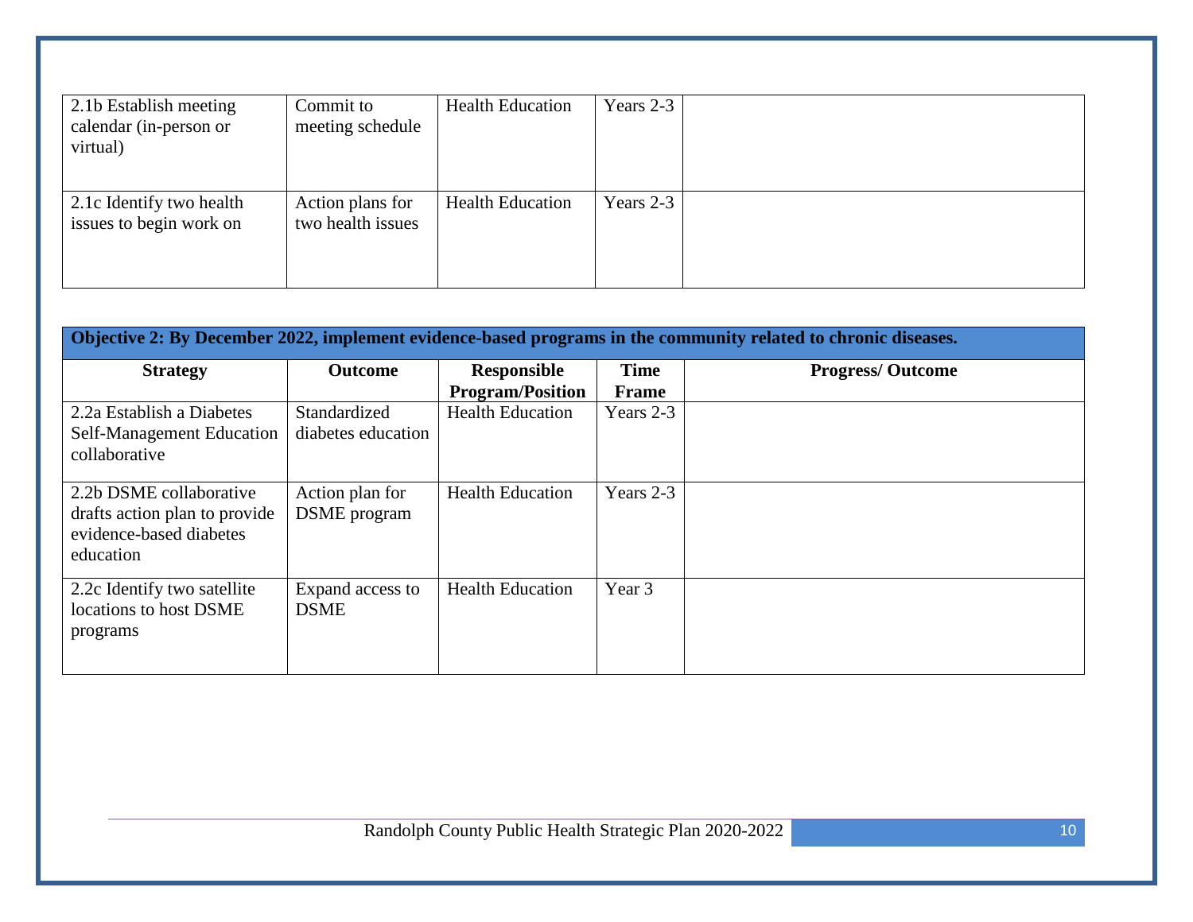| Strategy | Outcome | Responsible Program/Position | Time Frame | Progress/ Outcome |
|---|---|---|---|---|
| 2.1b Establish meeting calendar (in-person or virtual) | Commit to meeting schedule | Health Education | Years 2-3 | |
| 2.1c Identify two health issues to begin work on | Action plans for two health issues | Health Education | Years 2-3 | |

| **Objective 2: By December 2022, implement evidence-based programs in the community related to chronic diseases.** | | | | |
|---|---|---|---|---|
| **Strategy** | **Outcome** | **Responsible Program/Position** | **Time Frame** | **Progress/ Outcome** |
| 2.2a Establish a Diabetes Self-Management Education collaborative | Standardized diabetes education | Health Education | Years 2-3 | |
| 2.2b DSME collaborative drafts action plan to provide evidence-based diabetes education | Action plan for DSME program | Health Education | Years 2-3 | |
| 2.2c Identify two satellite locations to host DSME programs | Expand access to DSME | Health Education | Year 3 | |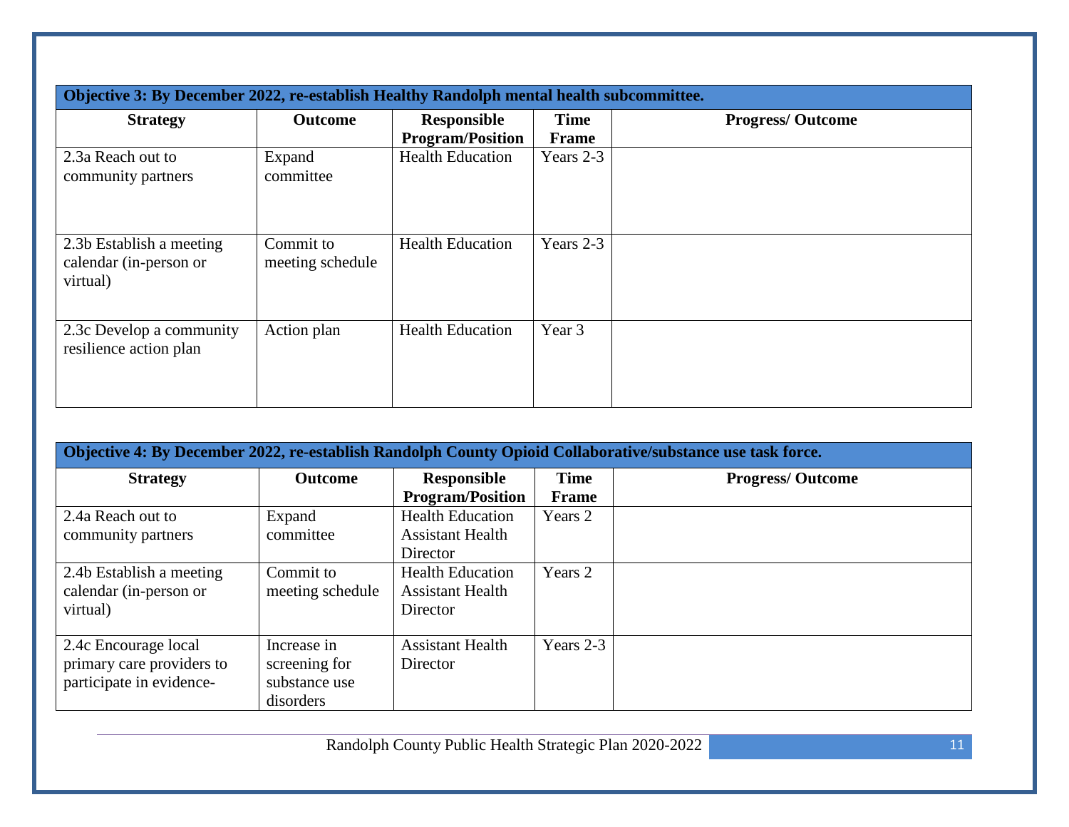| Objective 3: By December 2022, re-establish Healthy Randolph mental health subcommittee. | | | | |
|---|---|---|---|---|
| **Strategy** | **Outcome** | **Responsible Program/Position** | **Time Frame** | **Progress/ Outcome** |
| 2.3a Reach out to community partners | Expand committee | Health Education | Years 2-3 | |
| 2.3b Establish a meeting calendar (in-person or virtual) | Commit to meeting schedule | Health Education | Years 2-3 | |
| 2.3c Develop a community resilience action plan | Action plan | Health Education | Year 3 | |

| Objective 4: By December 2022, re-establish Randolph County Opioid Collaborative/substance use task force. | | | | |
|---|---|---|---|---|
| **Strategy** | **Outcome** | **Responsible Program/Position** | **Time Frame** | **Progress/ Outcome** |
| 2.4a Reach out to community partners | Expand committee | Health Education Assistant Health Director | Years 2 | |
| 2.4b Establish a meeting calendar (in-person or virtual) | Commit to meeting schedule | Health Education Assistant Health Director | Years 2 | |
| 2.4c Encourage local primary care providers to participate in evidence- | Increase in screening for substance use disorders | Assistant Health Director | Years 2-3 | |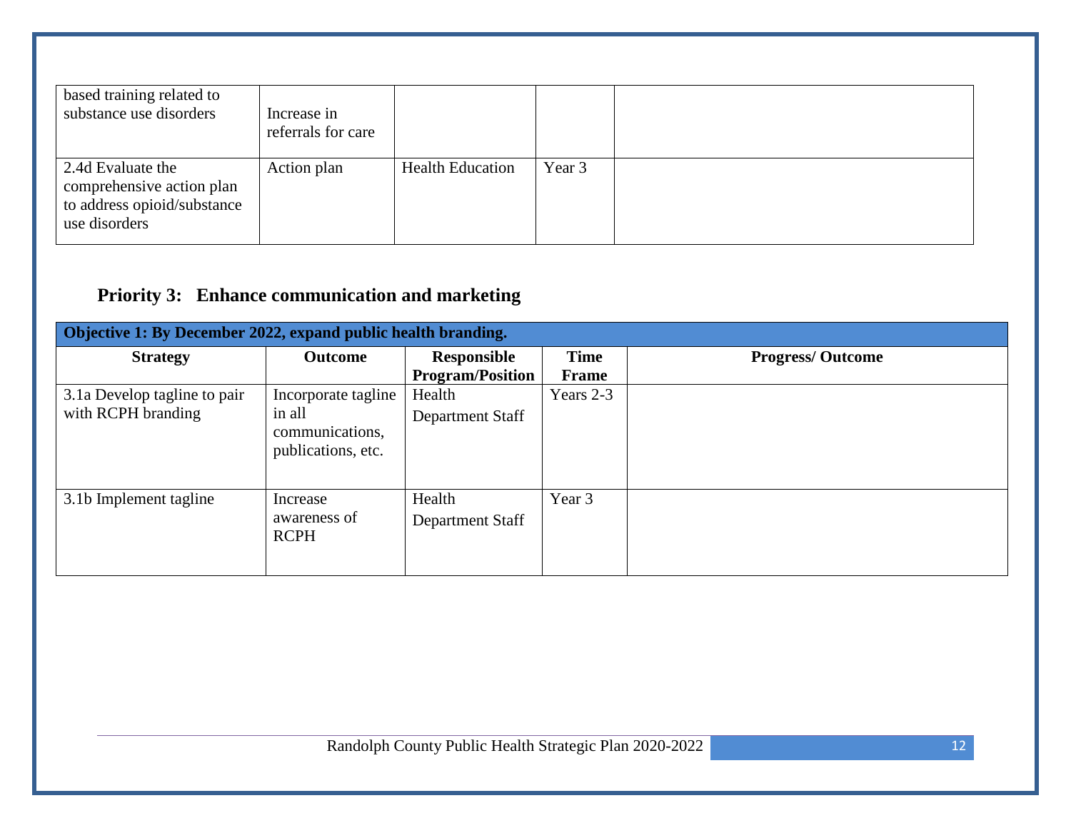| | | | | |
|---|---|---|---|---|
| based training related to substance use disorders | Increase in referrals for care | | | |
| 2.4d Evaluate the comprehensive action plan to address opioid/substance use disorders | Action plan | Health Education | Year 3 | |

## Priority 3: Enhance communication and marketing

| **Objective 1: By December 2022, expand public health branding.** | | | | |
|---|---|---|---|---|
| **Strategy** | **Outcome** | **Responsible Program/Position** | **Time Frame** | **Progress/ Outcome** |
| 3.1a Develop tagline to pair with RCPH branding | Incorporate tagline in all communications, publications, etc. | Health Department Staff | Years 2-3 | |
| 3.1b Implement tagline | Increase awareness of RCPH | Health Department Staff | Year 3 | |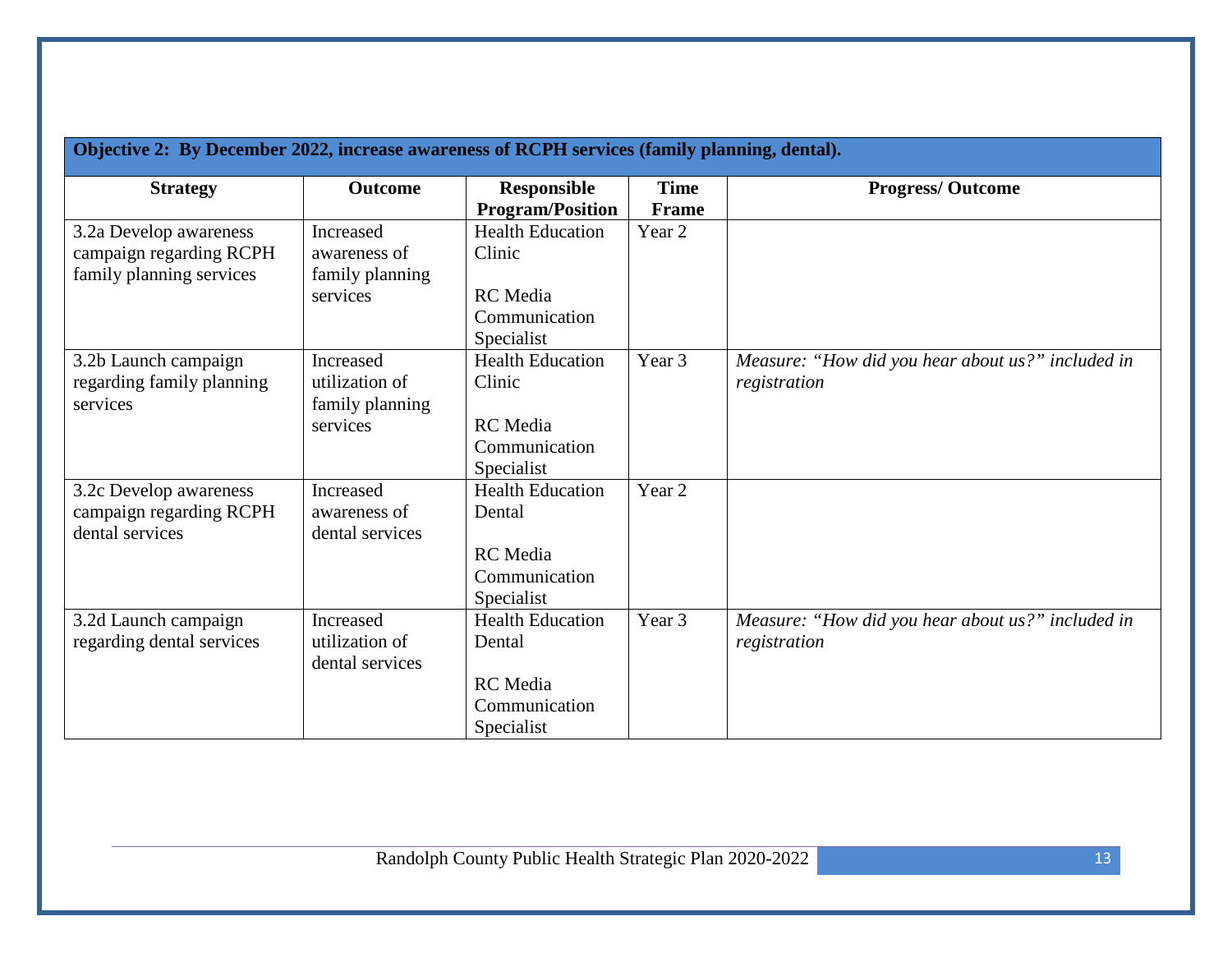| **Objective 2: By December 2022, increase awareness of RCPH services (family planning, dental).** | | | | |
|---|---|---|---|---|
| **Strategy** | **Outcome** | **Responsible Program/Position** | **Time Frame** | **Progress/ Outcome** |
| 3.2a Develop awareness campaign regarding RCPH family planning services | Increased awareness of family planning services | Health Education Clinic<br><br>RC Media Communication Specialist | Year 2 | |
| 3.2b Launch campaign regarding family planning services | Increased utilization of family planning services | Health Education Clinic<br><br>RC Media Communication Specialist | Year 3 | *Measure: "How did you hear about us?" included in registration* |
| 3.2c Develop awareness campaign regarding RCPH dental services | Increased awareness of dental services | Health Education Dental<br><br>RC Media Communication Specialist | Year 2 | |
| 3.2d Launch campaign regarding dental services | Increased utilization of dental services | Health Education Dental<br><br>RC Media Communication Specialist | Year 3 | *Measure: "How did you hear about us?" included in registration* |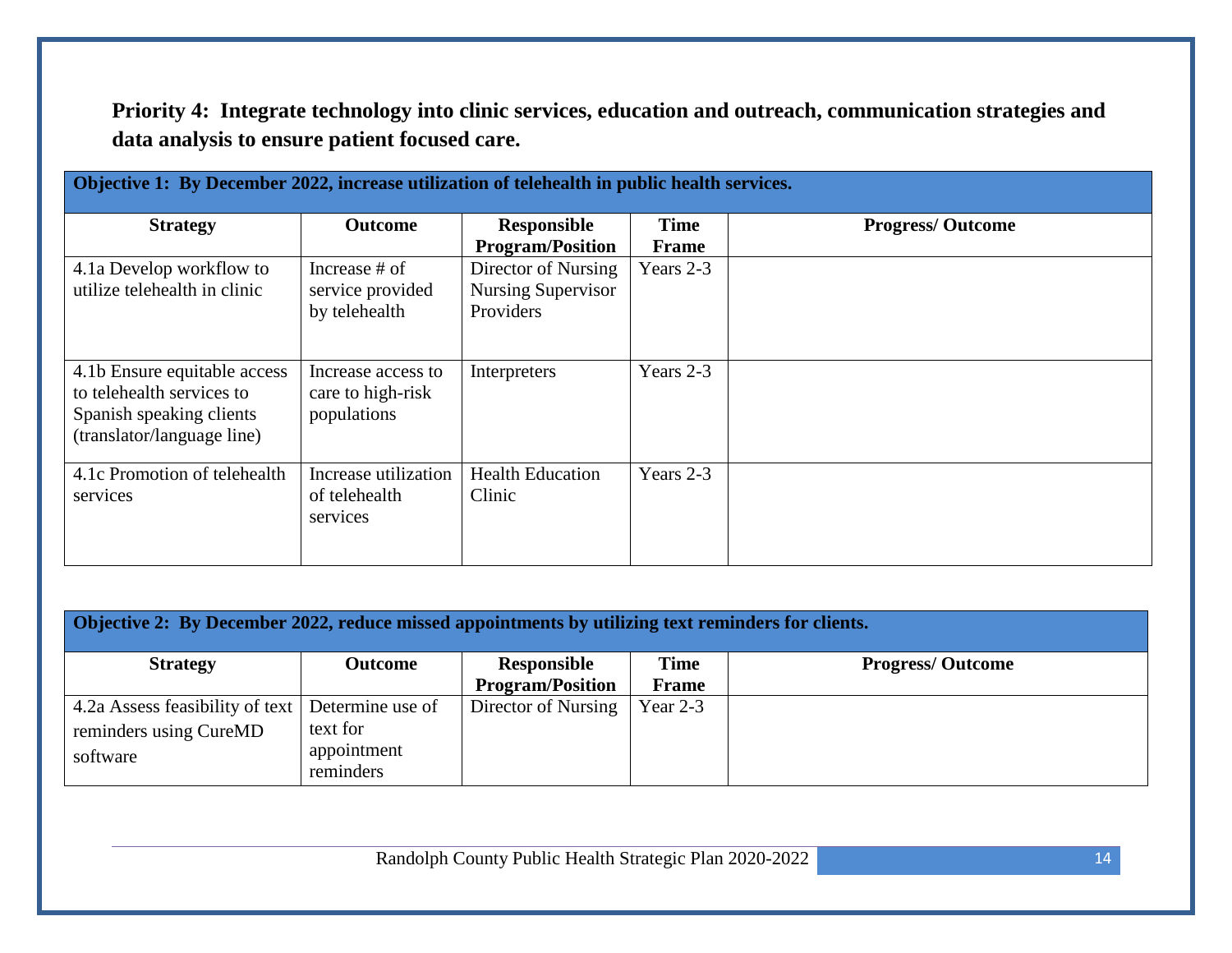**Priority 4: Integrate technology into clinic services, education and outreach, communication strategies and data analysis to ensure patient focused care.**

| **Objective 1: By December 2022, increase utilization of telehealth in public health services.** | | | | |
|---|---|---|---|---|
| **Strategy** | **Outcome** | **Responsible Program/Position** | **Time Frame** | **Progress/ Outcome** |
| 4.1a Develop workflow to utilize telehealth in clinic | Increase # of service provided by telehealth | Director of Nursing<br>Nursing Supervisor<br>Providers | Years 2-3 | |
| 4.1b Ensure equitable access to telehealth services to Spanish speaking clients (translator/language line) | Increase access to care to high-risk populations | Interpreters | Years 2-3 | |
| 4.1c Promotion of telehealth services | Increase utilization of telehealth services | Health Education<br>Clinic | Years 2-3 | |

| **Objective 2: By December 2022, reduce missed appointments by utilizing text reminders for clients.** | | | | |
|---|---|---|---|---|
| **Strategy** | **Outcome** | **Responsible Program/Position** | **Time Frame** | **Progress/ Outcome** |
| 4.2a Assess feasibility of text reminders using CureMD software | Determine use of text for appointment reminders | Director of Nursing | Year 2-3 | |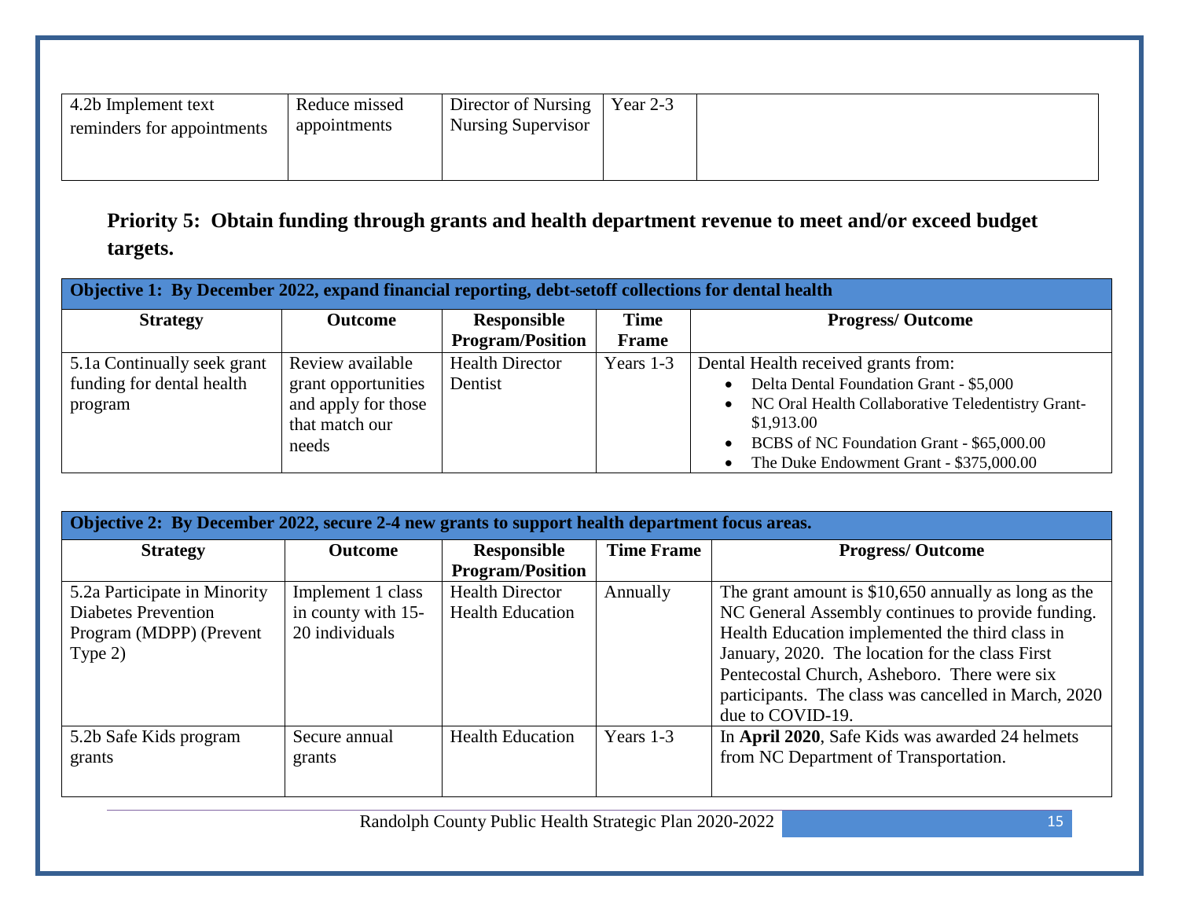| 4.2b Implement text reminders for appointments | Reduce missed appointments | Director of Nursing<br>Nursing Supervisor | Year 2-3 | |
|---|---|---|---|---|

## Priority 5: Obtain funding through grants and health department revenue to meet and/or exceed budget targets.

| **Objective 1: By December 2022, expand financial reporting, debt-setoff collections for dental health** | | | | |
|---|---|---|---|---|
| **Strategy** | **Outcome** | **Responsible Program/Position** | **Time Frame** | **Progress/ Outcome** |
| 5.1a Continually seek grant funding for dental health program | Review available grant opportunities and apply for those that match our needs | Health Director<br>Dentist | Years 1-3 | Dental Health received grants from:<br>• Delta Dental Foundation Grant - $5,000<br>• NC Oral Health Collaborative Teledentistry Grant- $1,913.00<br>• BCBS of NC Foundation Grant - $65,000.00<br>• The Duke Endowment Grant - $375,000.00 |

| **Objective 2: By December 2022, secure 2-4 new grants to support health department focus areas.** | | | | |
|---|---|---|---|---|
| **Strategy** | **Outcome** | **Responsible Program/Position** | **Time Frame** | **Progress/ Outcome** |
| 5.2a Participate in Minority Diabetes Prevention Program (MDPP) (Prevent Type 2) | Implement 1 class in county with 15-20 individuals | Health Director<br>Health Education | Annually | The grant amount is $10,650 annually as long as the NC General Assembly continues to provide funding. Health Education implemented the third class in January, 2020. The location for the class First Pentecostal Church, Asheboro. There were six participants. The class was cancelled in March, 2020 due to COVID-19. |
| 5.2b Safe Kids program grants | Secure annual grants | Health Education | Years 1-3 | In **April 2020**, Safe Kids was awarded 24 helmets from NC Department of Transportation. |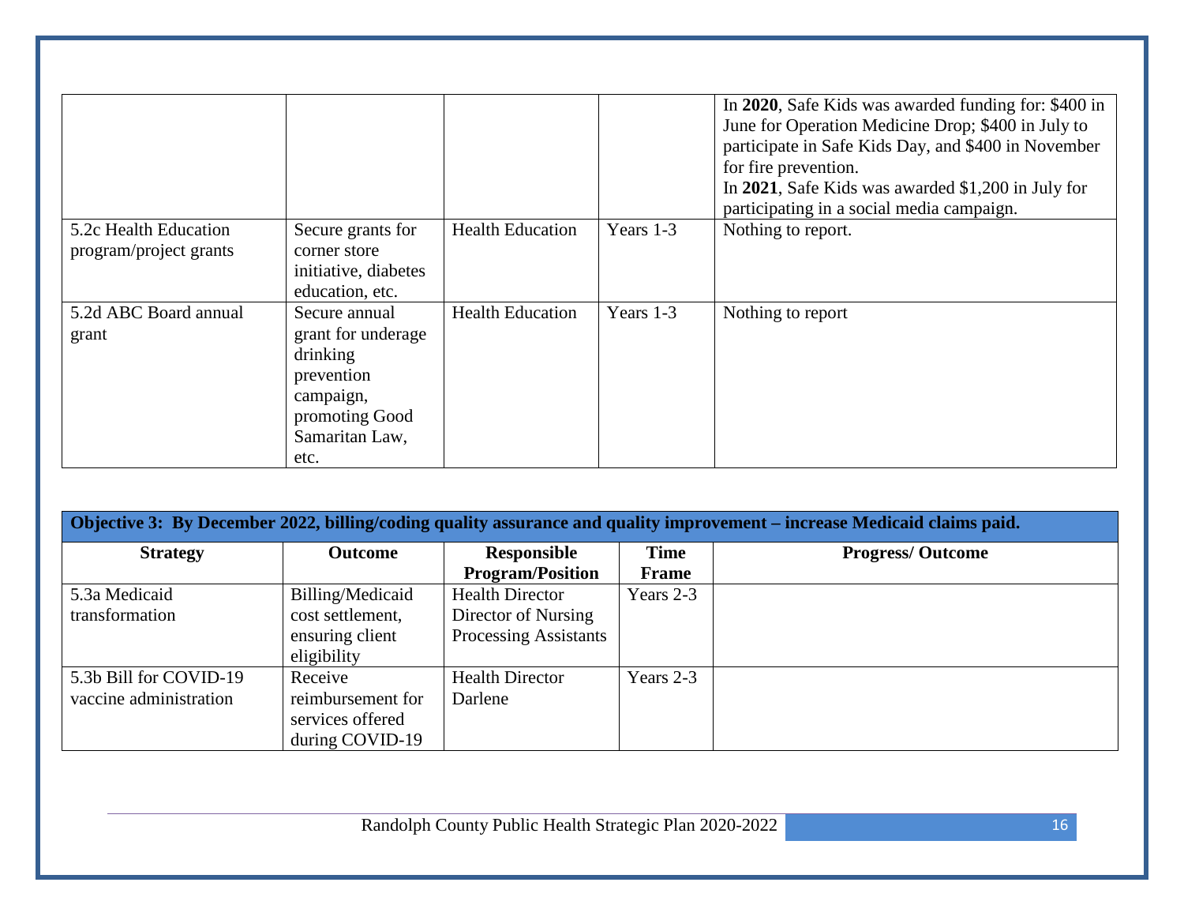| | | | | |
|---|---|---|---|---|
| | | | | In **2020**, Safe Kids was awarded funding for: $400 in June for Operation Medicine Drop; $400 in July to participate in Safe Kids Day, and $400 in November for fire prevention.<br>In **2021**, Safe Kids was awarded $1,200 in July for participating in a social media campaign. |
| 5.2c Health Education program/project grants | Secure grants for corner store initiative, diabetes education, etc. | Health Education | Years 1-3 | Nothing to report. |
| 5.2d ABC Board annual grant | Secure annual grant for underage drinking prevention campaign, promoting Good Samaritan Law, etc. | Health Education | Years 1-3 | Nothing to report |

**Objective 3: By December 2022, billing/coding quality assurance and quality improvement – increase Medicaid claims paid.**

| Strategy | Outcome | Responsible Program/Position | Time Frame | Progress/ Outcome |
|---|---|---|---|---|
| 5.3a Medicaid transformation | Billing/Medicaid cost settlement, ensuring client eligibility | Health Director<br>Director of Nursing<br>Processing Assistants | Years 2-3 | |
| 5.3b Bill for COVID-19 vaccine administration | Receive reimbursement for services offered during COVID-19 | Health Director<br>Darlene | Years 2-3 | |